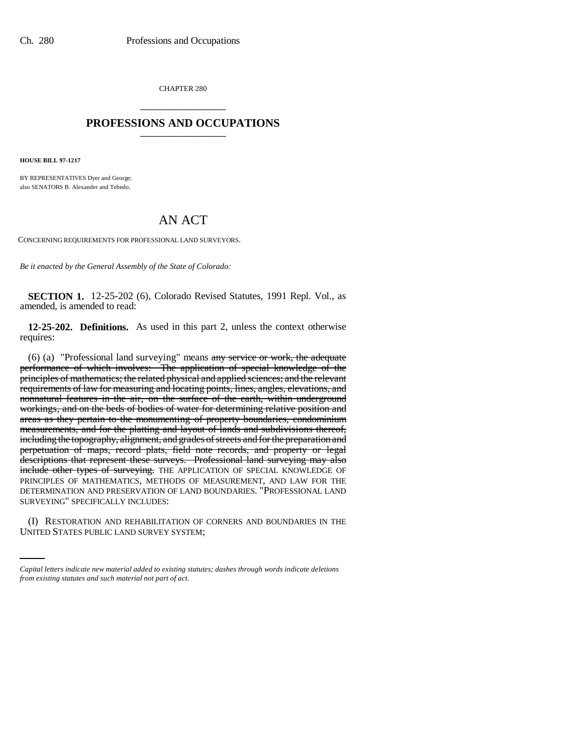CHAPTER 280

# PROFESSIONS AND OCCUPATIONS

**HOUSE BILL 97-1217**

BY REPRESENTATIVES Dyer and George;
also SENATORS B. Alexander and Tebedo.

# AN ACT

CONCERNING REQUIREMENTS FOR PROFESSIONAL LAND SURVEYORS.

*Be it enacted by the General Assembly of the State of Colorado:*

**SECTION 1.** 12-25-202 (6), Colorado Revised Statutes, 1991 Repl. Vol., as amended, is amended to read:

**12-25-202. Definitions.** As used in this part 2, unless the context otherwise requires:

(6) (a) "Professional land surveying" means ~~any service or work, the adequate performance of which involves: The application of special knowledge of the principles of mathematics; the related physical and applied sciences; and the relevant requirements of law for measuring and locating points, lines, angles, elevations, and nonnatural features in the air, on the surface of the earth, within underground workings, and on the beds of bodies of water for determining relative position and areas as they pertain to the monumenting of property boundaries, condominium measurements, and for the platting and layout of lands and subdivisions thereof, including the topography, alignment, and grades of streets and for the preparation and perpetuation of maps, record plats, field note records, and property or legal descriptions that represent these surveys. Professional land surveying may also include other types of surveying.~~ THE APPLICATION OF SPECIAL KNOWLEDGE OF PRINCIPLES OF MATHEMATICS, METHODS OF MEASUREMENT, AND LAW FOR THE DETERMINATION AND PRESERVATION OF LAND BOUNDARIES. "PROFESSIONAL LAND SURVEYING" SPECIFICALLY INCLUDES:

(I) RESTORATION AND REHABILITATION OF CORNERS AND BOUNDARIES IN THE UNITED STATES PUBLIC LAND SURVEY SYSTEM;

*Capital letters indicate new material added to existing statutes; dashes through words indicate deletions from existing statutes and such material not part of act.*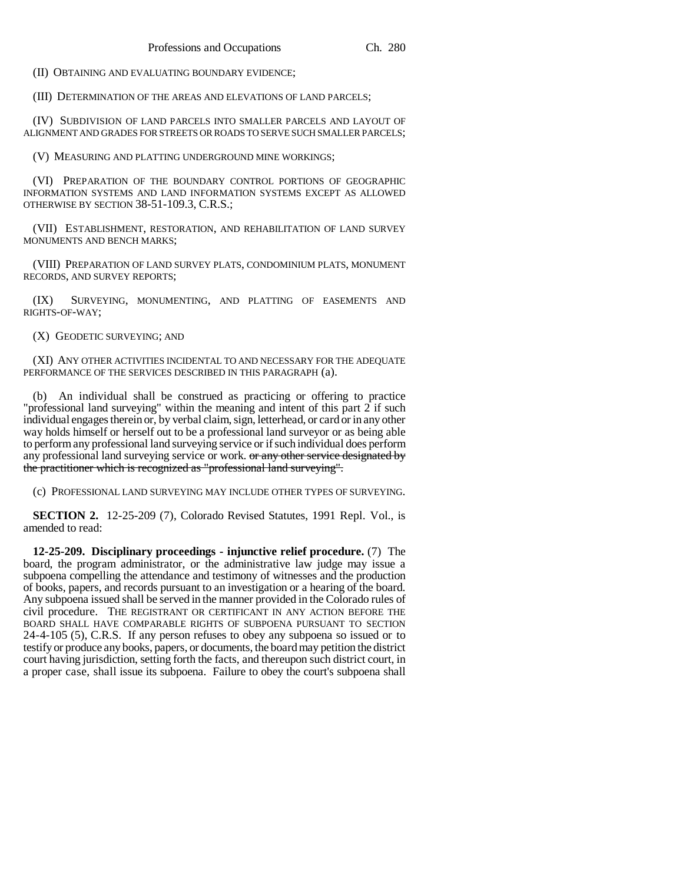(II) OBTAINING AND EVALUATING BOUNDARY EVIDENCE;

(III) DETERMINATION OF THE AREAS AND ELEVATIONS OF LAND PARCELS;

(IV) SUBDIVISION OF LAND PARCELS INTO SMALLER PARCELS AND LAYOUT OF ALIGNMENT AND GRADES FOR STREETS OR ROADS TO SERVE SUCH SMALLER PARCELS;

(V) MEASURING AND PLATTING UNDERGROUND MINE WORKINGS;

(VI) PREPARATION OF THE BOUNDARY CONTROL PORTIONS OF GEOGRAPHIC INFORMATION SYSTEMS AND LAND INFORMATION SYSTEMS EXCEPT AS ALLOWED OTHERWISE BY SECTION 38-51-109.3, C.R.S.;

(VII) ESTABLISHMENT, RESTORATION, AND REHABILITATION OF LAND SURVEY MONUMENTS AND BENCH MARKS;

(VIII) PREPARATION OF LAND SURVEY PLATS, CONDOMINIUM PLATS, MONUMENT RECORDS, AND SURVEY REPORTS;

(IX) SURVEYING, MONUMENTING, AND PLATTING OF EASEMENTS AND RIGHTS-OF-WAY;

(X) GEODETIC SURVEYING; AND

(XI) ANY OTHER ACTIVITIES INCIDENTAL TO AND NECESSARY FOR THE ADEQUATE PERFORMANCE OF THE SERVICES DESCRIBED IN THIS PARAGRAPH (a).

(b) An individual shall be construed as practicing or offering to practice "professional land surveying" within the meaning and intent of this part 2 if such individual engages therein or, by verbal claim, sign, letterhead, or card or in any other way holds himself or herself out to be a professional land surveyor or as being able to perform any professional land surveying service or if such individual does perform any professional land surveying service or work. ~~or any other service designated by the practitioner which is recognized as "professional land surveying".~~

(c) PROFESSIONAL LAND SURVEYING MAY INCLUDE OTHER TYPES OF SURVEYING.

**SECTION 2.** 12-25-209 (7), Colorado Revised Statutes, 1991 Repl. Vol., is amended to read:

**12-25-209. Disciplinary proceedings - injunctive relief procedure.** (7) The board, the program administrator, or the administrative law judge may issue a subpoena compelling the attendance and testimony of witnesses and the production of books, papers, and records pursuant to an investigation or a hearing of the board. Any subpoena issued shall be served in the manner provided in the Colorado rules of civil procedure. THE REGISTRANT OR CERTIFICANT IN ANY ACTION BEFORE THE BOARD SHALL HAVE COMPARABLE RIGHTS OF SUBPOENA PURSUANT TO SECTION 24-4-105 (5), C.R.S. If any person refuses to obey any subpoena so issued or to testify or produce any books, papers, or documents, the board may petition the district court having jurisdiction, setting forth the facts, and thereupon such district court, in a proper case, shall issue its subpoena. Failure to obey the court's subpoena shall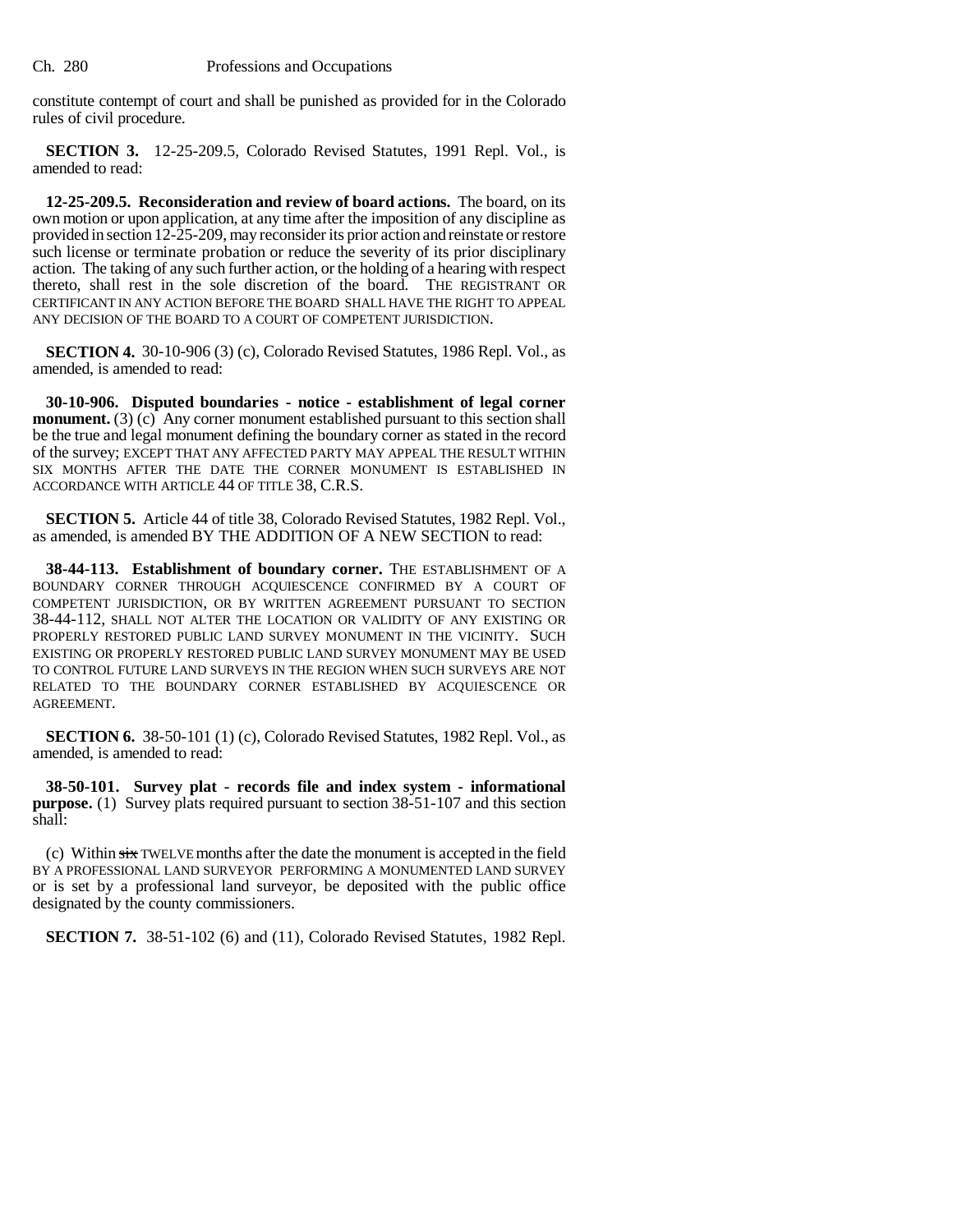constitute contempt of court and shall be punished as provided for in the Colorado rules of civil procedure.

**SECTION 3.** 12-25-209.5, Colorado Revised Statutes, 1991 Repl. Vol., is amended to read:

**12-25-209.5. Reconsideration and review of board actions.** The board, on its own motion or upon application, at any time after the imposition of any discipline as provided in section 12-25-209, may reconsider its prior action and reinstate or restore such license or terminate probation or reduce the severity of its prior disciplinary action. The taking of any such further action, or the holding of a hearing with respect thereto, shall rest in the sole discretion of the board. THE REGISTRANT OR CERTIFICANT IN ANY ACTION BEFORE THE BOARD SHALL HAVE THE RIGHT TO APPEAL ANY DECISION OF THE BOARD TO A COURT OF COMPETENT JURISDICTION.

**SECTION 4.** 30-10-906 (3) (c), Colorado Revised Statutes, 1986 Repl. Vol., as amended, is amended to read:

**30-10-906. Disputed boundaries - notice - establishment of legal corner monument.** (3) (c) Any corner monument established pursuant to this section shall be the true and legal monument defining the boundary corner as stated in the record of the survey; EXCEPT THAT ANY AFFECTED PARTY MAY APPEAL THE RESULT WITHIN SIX MONTHS AFTER THE DATE THE CORNER MONUMENT IS ESTABLISHED IN ACCORDANCE WITH ARTICLE 44 OF TITLE 38, C.R.S.

**SECTION 5.** Article 44 of title 38, Colorado Revised Statutes, 1982 Repl. Vol., as amended, is amended BY THE ADDITION OF A NEW SECTION to read:

**38-44-113. Establishment of boundary corner.** THE ESTABLISHMENT OF A BOUNDARY CORNER THROUGH ACQUIESCENCE CONFIRMED BY A COURT OF COMPETENT JURISDICTION, OR BY WRITTEN AGREEMENT PURSUANT TO SECTION 38-44-112, SHALL NOT ALTER THE LOCATION OR VALIDITY OF ANY EXISTING OR PROPERLY RESTORED PUBLIC LAND SURVEY MONUMENT IN THE VICINITY. SUCH EXISTING OR PROPERLY RESTORED PUBLIC LAND SURVEY MONUMENT MAY BE USED TO CONTROL FUTURE LAND SURVEYS IN THE REGION WHEN SUCH SURVEYS ARE NOT RELATED TO THE BOUNDARY CORNER ESTABLISHED BY ACQUIESCENCE OR AGREEMENT.

**SECTION 6.** 38-50-101 (1) (c), Colorado Revised Statutes, 1982 Repl. Vol., as amended, is amended to read:

**38-50-101. Survey plat - records file and index system - informational purpose.** (1) Survey plats required pursuant to section 38-51-107 and this section shall:

(c) Within ~~six~~ TWELVE months after the date the monument is accepted in the field BY A PROFESSIONAL LAND SURVEYOR PERFORMING A MONUMENTED LAND SURVEY or is set by a professional land surveyor, be deposited with the public office designated by the county commissioners.

**SECTION 7.** 38-51-102 (6) and (11), Colorado Revised Statutes, 1982 Repl.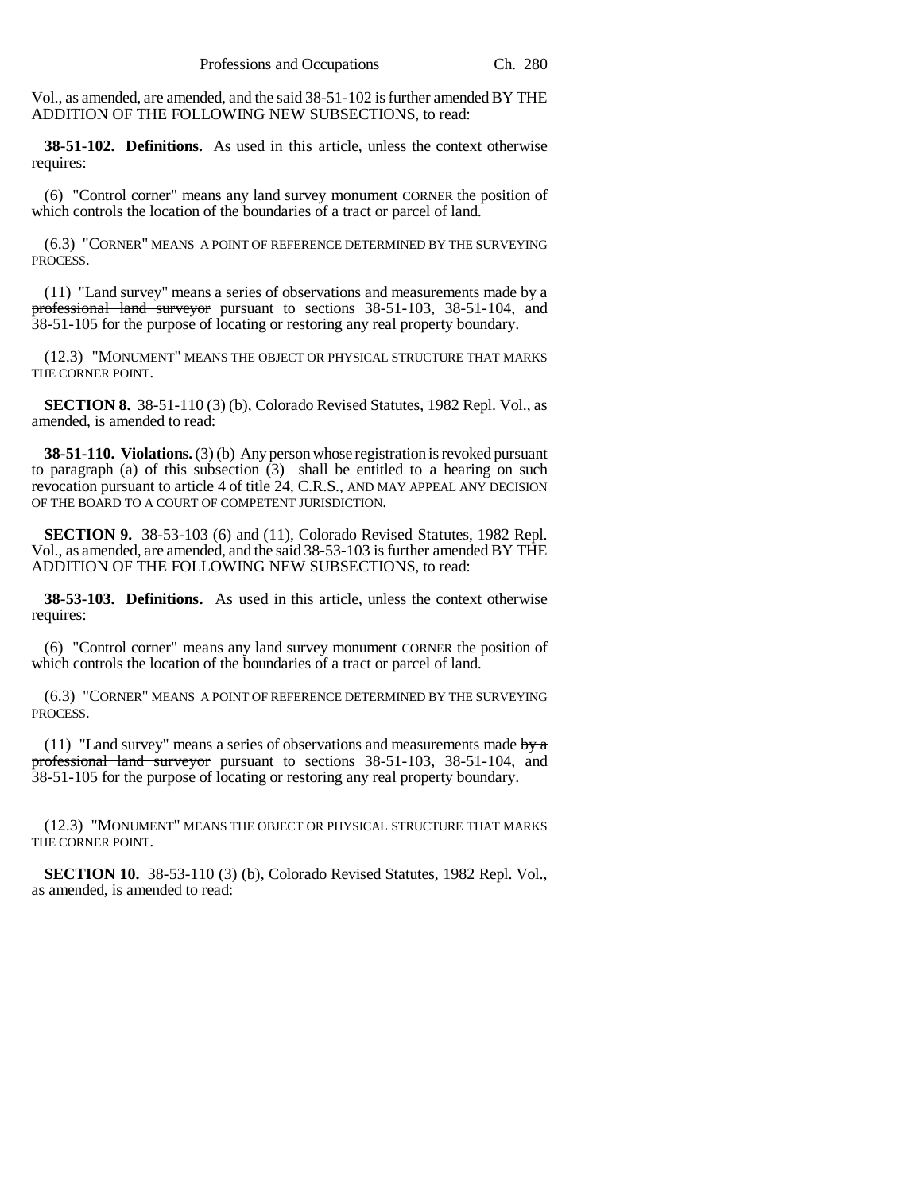Vol., as amended, are amended, and the said 38-51-102 is further amended BY THE ADDITION OF THE FOLLOWING NEW SUBSECTIONS, to read:

**38-51-102. Definitions.** As used in this article, unless the context otherwise requires:

(6) "Control corner" means any land survey ~~monument~~ CORNER the position of which controls the location of the boundaries of a tract or parcel of land.

(6.3) "CORNER" MEANS A POINT OF REFERENCE DETERMINED BY THE SURVEYING PROCESS.

(11) "Land survey" means a series of observations and measurements made ~~by a professional land surveyor~~ pursuant to sections 38-51-103, 38-51-104, and 38-51-105 for the purpose of locating or restoring any real property boundary.

(12.3) "MONUMENT" MEANS THE OBJECT OR PHYSICAL STRUCTURE THAT MARKS THE CORNER POINT.

**SECTION 8.** 38-51-110 (3) (b), Colorado Revised Statutes, 1982 Repl. Vol., as amended, is amended to read:

**38-51-110. Violations.** (3) (b) Any person whose registration is revoked pursuant to paragraph (a) of this subsection (3) shall be entitled to a hearing on such revocation pursuant to article 4 of title 24, C.R.S., AND MAY APPEAL ANY DECISION OF THE BOARD TO A COURT OF COMPETENT JURISDICTION.

**SECTION 9.** 38-53-103 (6) and (11), Colorado Revised Statutes, 1982 Repl. Vol., as amended, are amended, and the said 38-53-103 is further amended BY THE ADDITION OF THE FOLLOWING NEW SUBSECTIONS, to read:

**38-53-103. Definitions.** As used in this article, unless the context otherwise requires:

(6) "Control corner" means any land survey ~~monument~~ CORNER the position of which controls the location of the boundaries of a tract or parcel of land.

(6.3) "CORNER" MEANS A POINT OF REFERENCE DETERMINED BY THE SURVEYING PROCESS.

(11) "Land survey" means a series of observations and measurements made ~~by a professional land surveyor~~ pursuant to sections 38-51-103, 38-51-104, and 38-51-105 for the purpose of locating or restoring any real property boundary.

(12.3) "MONUMENT" MEANS THE OBJECT OR PHYSICAL STRUCTURE THAT MARKS THE CORNER POINT.

**SECTION 10.** 38-53-110 (3) (b), Colorado Revised Statutes, 1982 Repl. Vol., as amended, is amended to read: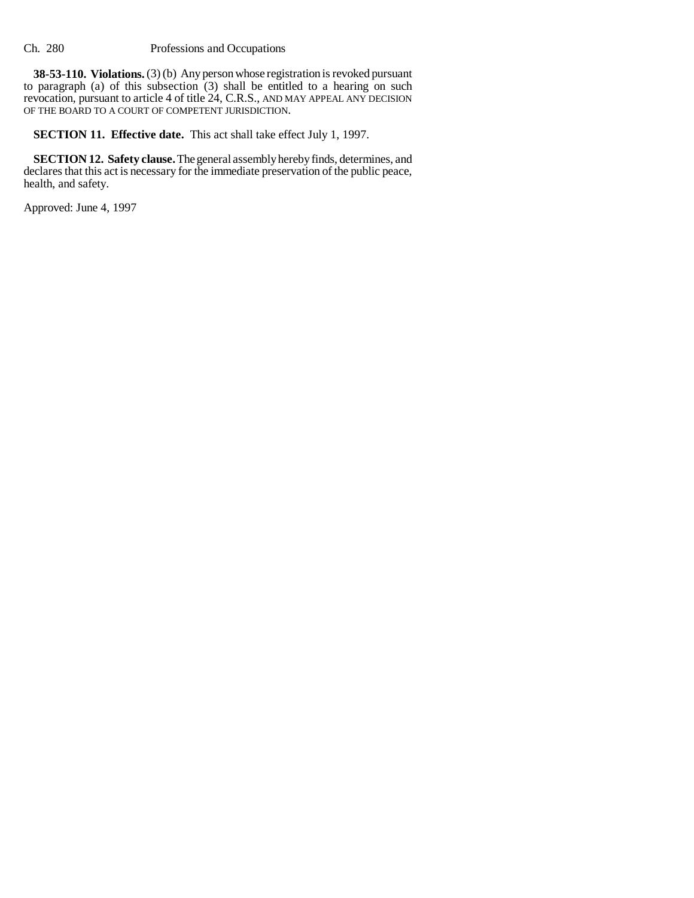**38-53-110. Violations.** (3) (b) Any person whose registration is revoked pursuant to paragraph (a) of this subsection (3) shall be entitled to a hearing on such revocation, pursuant to article 4 of title 24, C.R.S., AND MAY APPEAL ANY DECISION OF THE BOARD TO A COURT OF COMPETENT JURISDICTION.

**SECTION 11. Effective date.** This act shall take effect July 1, 1997.

**SECTION 12. Safety clause.** The general assembly hereby finds, determines, and declares that this act is necessary for the immediate preservation of the public peace, health, and safety.

Approved: June 4, 1997